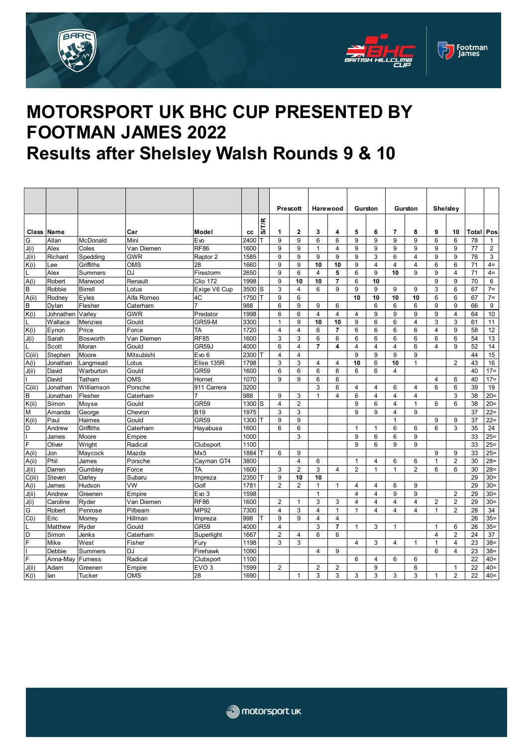# MOTORSPORT UK BHC CUP PRESENTED BY FOOTMAN JAMES 2022

# Results after Shelsley Walsh Rounds 9 & 10

| | | | | | | | Prescott | | Harewood | | Gurston | | Gurston | | Shelsley | | | |
|---|---|---|---|---|---|---|---|---|---|---|---|---|---|---|---|---|---|---|
| **Class** | **Name** | | **Car** | **Model** | **cc** | **S/T/R** | **1** | **2** | **3** | **4** | **5** | **6** | **7** | **8** | **9** | **10** | **Total** | **Pos** |
| G | Allan | McDonald | Mini | Evo | 2400 | T | 9 | 9 | 6 | 6 | 9 | 9 | 9 | 9 | 6 | 6 | 78 | 1 |
| J(i) | Alex | Coles | Van Diemen | RF86 | 1600 | | 9 | 9 | 1 | 4 | 9 | 9 | 9 | 9 | 9 | 9 | 77 | 2 |
| J(ii) | Richard | Spedding | GWR | Raptor 2 | 1585 | | 9 | 9 | 9 | 9 | 9 | 3 | 6 | 4 | 9 | 9 | 76 | 3 |
| K(i) | Lee | Griffiths | OMS | 28 | 1660 | | 9 | 9 | **10** | **10** | 9 | 4 | 4 | 4 | 6 | 6 | 71 | 4= |
| L | Alex | Summers | DJ | Firestorm | 2650 | | 9 | 6 | 4 | **5** | 6 | 9 | **10** | 9 | 9 | 4 | 71 | 4= |
| A(i) | Robert | Marwood | Renault | Clio 172 | 1998 | | 9 | **10** | **10** | **7** | 6 | **10** | | | 9 | 9 | 70 | 6 |
| B | Robbie | Birrell | Lotus | Exige V6 Cup | 3500 | S | 3 | 4 | 6 | 9 | 9 | 9 | 9 | 9 | 3 | 6 | 67 | 7= |
| A(ii) | Rodney | Eyles | Alfa Romeo | 4C | 1750 | T | 9 | 6 | | | **10** | **10** | **10** | **10** | 6 | 6 | 67 | 7= |
| B | Dylan | Flesher | Caterham | 7 | 988 | | 6 | 9 | 9 | 6 | | 6 | 6 | 6 | 9 | 9 | 66 | 9 |
| K(i) | Johnathen | Varley | GWR | Predator | 1998 | | 6 | 6 | 4 | 4 | 4 | 9 | 9 | 9 | 9 | 4 | 64 | 10 |
| L | Wallace | Menzies | Gould | GR59-M | 3300 | | 1 | 9 | **10** | **10** | 9 | 6 | 6 | 4 | 3 | 3 | 61 | 11 |
| K(i) | Eynon | Price | Force | TA | 1720 | | 4 | 4 | 6 | **7** | 6 | 6 | 6 | 6 | 4 | 9 | 58 | 12 |
| J(i) | Sarah | Bosworth | Van Diemen | RF85 | 1600 | | 3 | 3 | 6 | 6 | 6 | 6 | 6 | 6 | 6 | 6 | 54 | 13 |
| L | Scott | Moran | Gould | GR59J | 4000 | | 6 | 4 | **7** | **4** | 4 | 4 | 4 | 6 | 4 | 9 | 52 | 14 |
| C(iii) | Stephen | Moore | Mitsubishi | Evo 6 | 2300 | T | 4 | 4 | | | 9 | 9 | 9 | 9 | | | 44 | 15 |
| A(i) | Jonathan | Langmead | Lotus | Elise 135R | 1798 | | 3 | 3 | 4 | 4 | **10** | 6 | **10** | 1 | | 2 | 43 | 16 |
| J(ii) | David | Warburton | Gould | GR59 | 1600 | | 6 | 6 | 6 | 6 | 6 | 6 | 4 | | | | 40 | 17= |
| I | David | Tatham | OMS | Hornet | 1070 | | 9 | 9 | 6 | 6 | | | | | 4 | 6 | 40 | 17= |
| C(iii) | Jonathan | Williamson | Porsche | 911 Carrera | 3200 | | | | 3 | 6 | 4 | 4 | 6 | 4 | 6 | 6 | 39 | 19 |
| B | Jonathan | Flesher | Caterham | 7 | 988 | | 9 | 3 | 1 | 4 | 6 | 4 | 4 | 4 | | 3 | 38 | 20= |
| K(ii) | Simon | Moyse | Gould | GR59 | 1300 | S | 4 | 2 | | | 9 | 6 | 4 | 1 | 6 | 6 | 38 | 20= |
| M | Amanda | George | Chevron | B19 | 1975 | | 3 | 3 | | | 9 | 9 | 4 | 9 | | | 37 | 22= |
| K(ii) | Paul | Haimes | Gould | GR59 | 1300 | T | 9 | 9 | | | | | 1 | | 9 | 9 | 37 | 22= |
| D | Andrew | Griffiths | Caterham | Hayabusa | 1600 | | 6 | 6 | | | 1 | 1 | 6 | 6 | 6 | 3 | 35 | 24 |
| I | James | Moore | Empire | | 1000 | | | 3 | | | 9 | 6 | 6 | 9 | | | 33 | 25= |
| F | Oliver | Wright | Radical | Clubsport | 1100 | | | | | | 9 | 6 | 9 | 9 | | | 33 | 25= |
| A(ii) | Jon | Maycock | Mazda | Mx5 | 1884 | T | 6 | 9 | | | | | | | 9 | 9 | 33 | 25= |
| A(ii) | Phil | James | Porsche | Cayman GT4 | 3800 | | | 4 | 6 | | 1 | 4 | 6 | 6 | 1 | 2 | 30 | 28= |
| J(ii) | Darren | Gumbley | Force | TA | 1600 | | 3 | 2 | 3 | 4 | 2 | 1 | 1 | 2 | 6 | 6 | 30 | 28= |
| C(iii) | Steven | Darley | Subaru | Impreza | 2350 | T | 9 | **10** | **10** | | | | | | | | 29 | 30= |
| A(i) | James | Hudson | VW | Golf | 1781 | | 2 | 2 | 1 | 1 | 4 | 4 | 6 | 9 | | | 29 | 30= |
| J(ii) | Andrew | Greenen | Empire | Evo 3 | 1598 | | | | 1 | | 4 | 4 | 9 | 9 | | 2 | 29 | 30= |
| J(i) | Caroline | Ryder | Van Diemen | RF86 | 1600 | | 2 | 1 | 3 | 3 | 4 | 4 | 4 | 4 | 2 | 2 | 29 | 30= |
| G | Robert | Penrose | Pilbeam | MP92 | 7300 | | 4 | 3 | 4 | 1 | 1 | 4 | 4 | 4 | 1 | 2 | 28 | 34 |
| C(i) | Eric | Morrey | Hillman | Impreza | 998 | T | 9 | 9 | 4 | 4 | | | | | | | 26 | 35= |
| L | Matthew | Ryder | Gould | GR59 | 4000 | | 4 | | 3 | **7** | 1 | 3 | 1 | | 1 | 6 | 26 | 35= |
| D | Simon | Jenks | Caterham | Superlight | 1667 | | 2 | 4 | 6 | 6 | | | | | 4 | 2 | 24 | 37 |
| F | Mike | West | Fisher | Fury | 1198 | | 3 | 3 | | | 4 | 3 | 4 | 1 | 1 | 4 | 23 | 38= |
| I | Debbie | Summers | DJ | Firehawk | 1090 | | | | 4 | 9 | | | | | 6 | 4 | 23 | 38= |
| F | Anna-May | Furness | Radical | Clubsport | 1100 | | | | | | 6 | 4 | 6 | 6 | | | 22 | 40= |
| J(ii) | Adam | Greenen | Empire | EVO 3 | 1599 | | 2 | | 2 | 2 | | 9 | | 6 | | 1 | 22 | 40= |
| K(i) | Ian | Tucker | OMS | 28 | 1690 | | | 1 | 3 | 3 | 3 | 3 | 3 | 3 | 1 | 2 | 22 | 40= |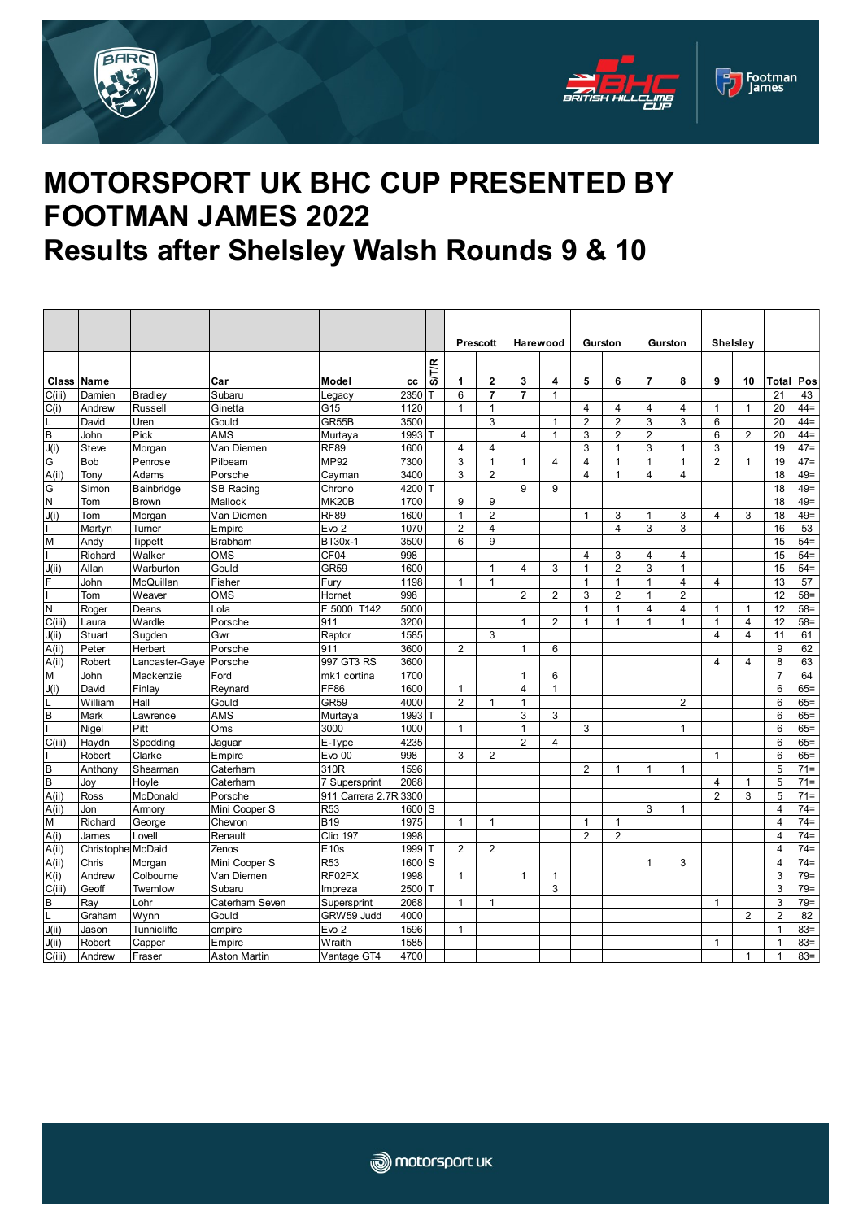# MOTORSPORT UK BHC CUP PRESENTED BY FOOTMAN JAMES 2022

# Results after Shelsley Walsh Rounds 9 & 10

| | | | | | | | Prescott | | Harewood | | Gurston | | Gurston | | Shelsley | | | |
|---|---|---|---|---|---|---|---|---|---|---|---|---|---|---|---|---|---|---|
| Class | Name | | Car | Model | cc | S/T/R | 1 | 2 | 3 | 4 | 5 | 6 | 7 | 8 | 9 | 10 | Total | Pos |
| C(iii) | Damien | Bradley | Subaru | Legacy | 2350 | T | 6 | 7 | 7 | 1 | | | | | | | 21 | 43 |
| C(i) | Andrew | Russell | Ginetta | G15 | 1120 | | 1 | 1 | | | 4 | 4 | 4 | 4 | 1 | 1 | 20 | 44= |
| L | David | Uren | Gould | GR55B | 3500 | | | 3 | | 1 | 2 | 2 | 3 | 3 | 6 | | 20 | 44= |
| B | John | Pick | AMS | Murtaya | 1993 | T | | | 4 | 1 | 3 | 2 | 2 | | 6 | 2 | 20 | 44= |
| J(i) | Steve | Morgan | Van Diemen | RF89 | 1600 | | 4 | 4 | | | 3 | 1 | 3 | 1 | 3 | | 19 | 47= |
| G | Bob | Penrose | Pilbeam | MP92 | 7300 | | 3 | 1 | 1 | 4 | 4 | 1 | 1 | 1 | 2 | 1 | 19 | 47= |
| A(ii) | Tony | Adams | Porsche | Cayman | 3400 | | 3 | 2 | | | 4 | 1 | 4 | 4 | | | 18 | 49= |
| G | Simon | Bainbridge | SB Racing | Chrono | 4200 | T | | | 9 | 9 | | | | | | | 18 | 49= |
| N | Tom | Brown | Mallock | MK20B | 1700 | | 9 | 9 | | | | | | | | | 18 | 49= |
| J(i) | Tom | Morgan | Van Diemen | RF89 | 1600 | | 1 | 2 | | | 1 | 3 | 1 | 3 | 4 | 3 | 18 | 49= |
| I | Martyn | Turner | Empire | Evo 2 | 1070 | | 2 | 4 | | | | 4 | 3 | 3 | | | 16 | 53 |
| M | Andy | Tippett | Brabham | BT30x-1 | 3500 | | 6 | 9 | | | | | | | | | 15 | 54= |
| I | Richard | Walker | OMS | CF04 | 998 | | | | | | 4 | 3 | 4 | 4 | | | 15 | 54= |
| J(ii) | Allan | Warburton | Gould | GR59 | 1600 | | | 1 | 4 | 3 | 1 | 2 | 3 | 1 | | | 15 | 54= |
| F | John | McQuillan | Fisher | Fury | 1198 | | 1 | 1 | | | 1 | 1 | 1 | 4 | 4 | | 13 | 57 |
| I | Tom | Weaver | OMS | Hornet | 998 | | | | 2 | 2 | 3 | 2 | 1 | 2 | | | 12 | 58= |
| N | Roger | Deans | Lola | F 5000 T142 | 5000 | | | | | | 1 | 1 | 4 | 4 | 1 | 1 | 12 | 58= |
| C(iii) | Laura | Wardle | Porsche | 911 | 3200 | | | | 1 | 2 | 1 | 1 | 1 | 1 | 1 | 4 | 12 | 58= |
| J(ii) | Stuart | Sugden | Gwr | Raptor | 1585 | | | 3 | | | | | | | 4 | 4 | 11 | 61 |
| A(ii) | Peter | Herbert | Porsche | 911 | 3600 | | 2 | | 1 | 6 | | | | | | | 9 | 62 |
| A(ii) | Robert | Lancaster-Gaye | Porsche | 997 GT3 RS | 3600 | | | | | | | | | | 4 | 4 | 8 | 63 |
| M | John | Mackenzie | Ford | mk1 cortina | 1700 | | | | 1 | 6 | | | | | | | 7 | 64 |
| J(i) | David | Finlay | Reynard | FF86 | 1600 | | 1 | | 4 | 1 | | | | | | | 6 | 65= |
| L | William | Hall | Gould | GR59 | 4000 | | 2 | 1 | 1 | | | | | 2 | | | 6 | 65= |
| B | Mark | Lawrence | AMS | Murtaya | 1993 | T | | | 3 | 3 | | | | | | | 6 | 65= |
| I | Nigel | Pitt | Oms | 3000 | 1000 | | 1 | | 1 | | 3 | | | 1 | | | 6 | 65= |
| C(iii) | Haydn | Spedding | Jaguar | E-Type | 4235 | | | | 2 | 4 | | | | | | | 6 | 65= |
| I | Robert | Clarke | Empire | Evo 00 | 998 | | 3 | 2 | | | | | | | 1 | | 6 | 65= |
| B | Anthony | Shearman | Caterham | 310R | 1596 | | | | | | 2 | 1 | 1 | 1 | | | 5 | 71= |
| B | Joy | Hoyle | Caterham | 7 Supersprint | 2068 | | | | | | | | | | 4 | 1 | 5 | 71= |
| A(ii) | Ross | McDonald | Porsche | 911 Carrera 2.7R | 3300 | | | | | | | | | | 2 | 3 | 5 | 71= |
| A(ii) | Jon | Armory | Mini Cooper S | R53 | 1600 | S | | | | | | | 3 | 1 | | | 4 | 74= |
| M | Richard | George | Chevron | B19 | 1975 | | 1 | 1 | | | 1 | 1 | | | | | 4 | 74= |
| A(i) | James | Lovell | Renault | Clio 197 | 1998 | | | | | | 2 | 2 | | | | | 4 | 74= |
| A(ii) | Christophe | McDaid | Zenos | E10s | 1999 | T | 2 | 2 | | | | | | | | | 4 | 74= |
| A(ii) | Chris | Morgan | Mini Cooper S | R53 | 1600 | S | | | | | | | 1 | 3 | | | 4 | 74= |
| K(i) | Andrew | Colbourne | Van Diemen | RF02FX | 1998 | | 1 | | 1 | 1 | | | | | | | 3 | 79= |
| C(iii) | Geoff | Twemlow | Subaru | Impreza | 2500 | T | | | | 3 | | | | | | | 3 | 79= |
| B | Ray | Lohr | Caterham Seven | Supersprint | 2068 | | 1 | 1 | | | | | | | 1 | | 3 | 79= |
| L | Graham | Wynn | Gould | GRW59 Judd | 4000 | | | | | | | | | | | 2 | 2 | 82 |
| J(ii) | Jason | Tunnicliffe | empire | Evo 2 | 1596 | | 1 | | | | | | | | | | 1 | 83= |
| J(ii) | Robert | Capper | Empire | Wraith | 1585 | | | | | | | | | | 1 | | 1 | 83= |
| C(iii) | Andrew | Fraser | Aston Martin | Vantage GT4 | 4700 | | | | | | | | | | | 1 | 1 | 83= |